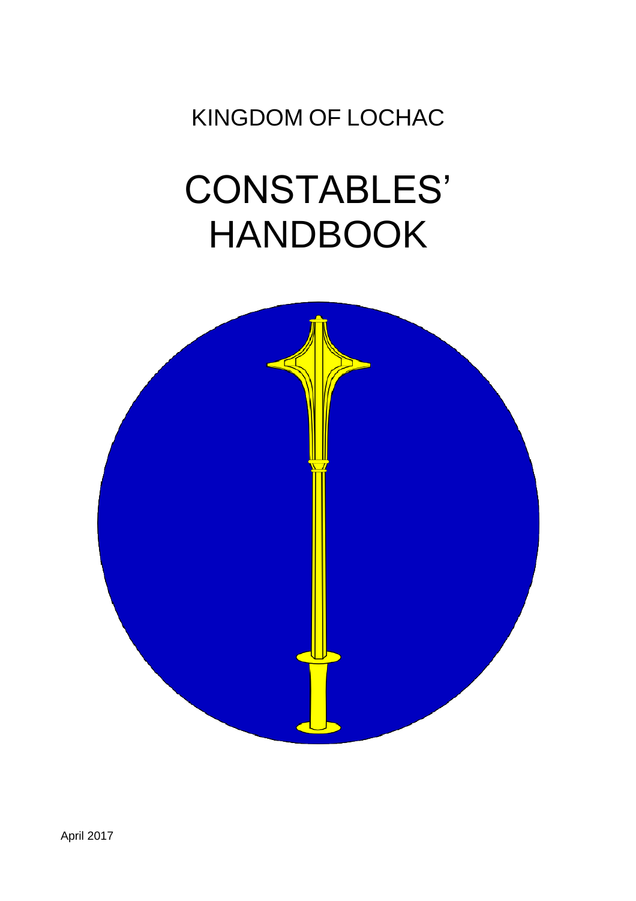KINGDOM OF LOCHAC

# CONSTABLES' HANDBOOK

April 2017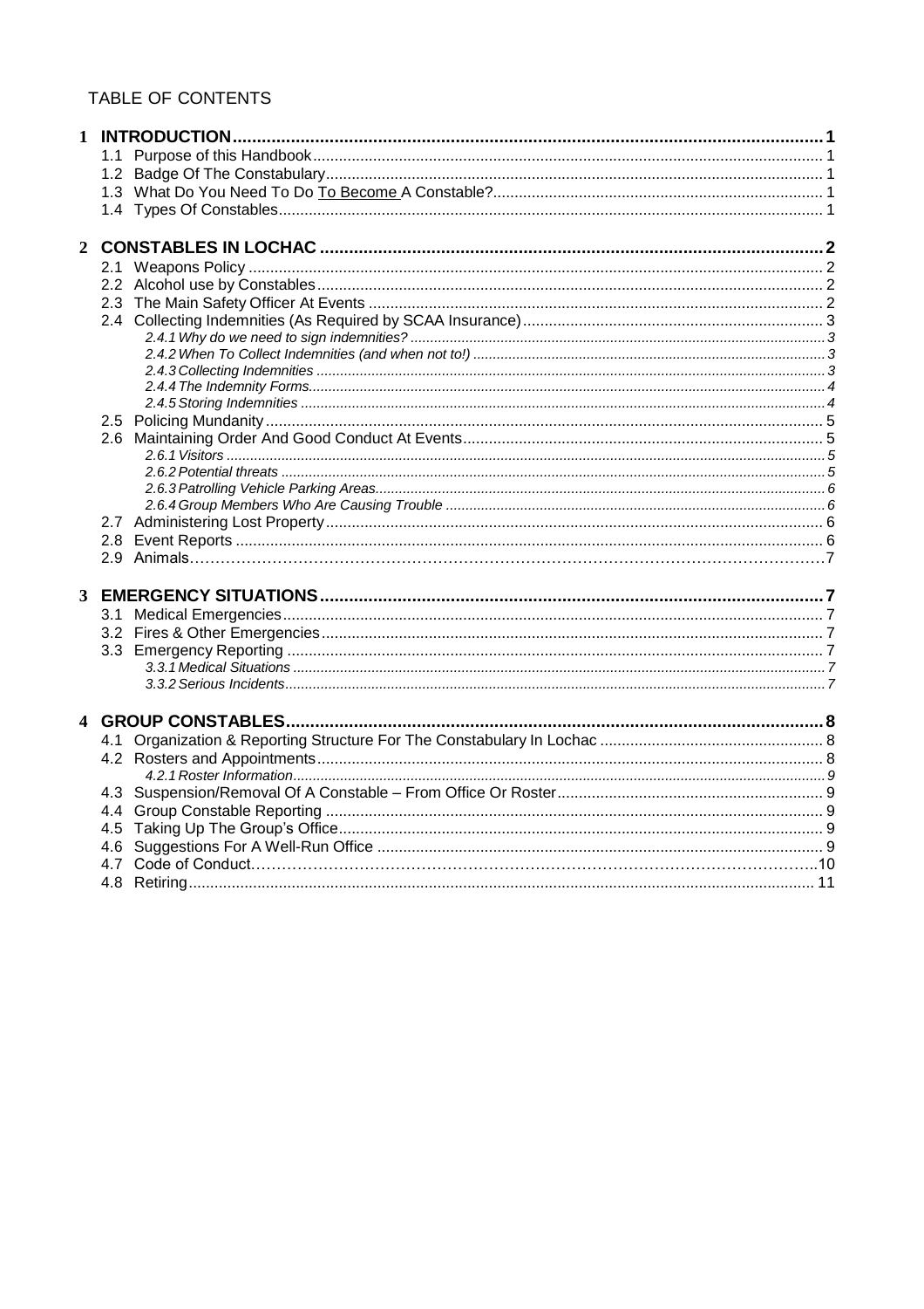TABLE OF CONTENTS

- **1 INTRODUCTION** ........ **1**
  - 1.1 Purpose of this Handbook ........ 1
  - 1.2 Badge Of The Constabulary ........ 1
  - 1.3 What Do You Need To Do To Become A Constable? ........ 1
  - 1.4 Types Of Constables ........ 1
- **2 CONSTABLES IN LOCHAC** ........ **2**
  - 2.1 Weapons Policy ........ 2
  - 2.2 Alcohol use by Constables ........ 2
  - 2.3 The Main Safety Officer At Events ........ 2
  - 2.4 Collecting Indemnities (As Required by SCAA Insurance) ........ 3
    - *2.4.1 Why do we need to sign indemnities?* ........ *3*
    - *2.4.2 When To Collect Indemnities (and when not to!)* ........ *3*
    - *2.4.3 Collecting Indemnities* ........ *3*
    - *2.4.4 The Indemnity Forms* ........ *4*
    - *2.4.5 Storing Indemnities* ........ *4*
  - 2.5 Policing Mundanity ........ 5
  - 2.6 Maintaining Order And Good Conduct At Events ........ 5
    - *2.6.1 Visitors* ........ *5*
    - *2.6.2 Potential threats* ........ *5*
    - *2.6.3 Patrolling Vehicle Parking Areas* ........ *6*
    - *2.6.4 Group Members Who Are Causing Trouble* ........ *6*
  - 2.7 Administering Lost Property ........ 6
  - 2.8 Event Reports ........ 6
  - 2.9 Animals ........ 7
- **3 EMERGENCY SITUATIONS** ........ **7**
  - 3.1 Medical Emergencies ........ 7
  - 3.2 Fires & Other Emergencies ........ 7
  - 3.3 Emergency Reporting ........ 7
    - *3.3.1 Medical Situations* ........ *7*
    - *3.3.2 Serious Incidents* ........ *7*
- **4 GROUP CONSTABLES** ........ **8**
  - 4.1 Organization & Reporting Structure For The Constabulary In Lochac ........ 8
  - 4.2 Rosters and Appointments ........ 8
    - *4.2.1 Roster Information* ........ *9*
  - 4.3 Suspension/Removal Of A Constable – From Office Or Roster ........ 9
  - 4.4 Group Constable Reporting ........ 9
  - 4.5 Taking Up The Group's Office ........ 9
  - 4.6 Suggestions For A Well-Run Office ........ 9
  - 4.7 Code of Conduct ........ 10
  - 4.8 Retiring ........ 11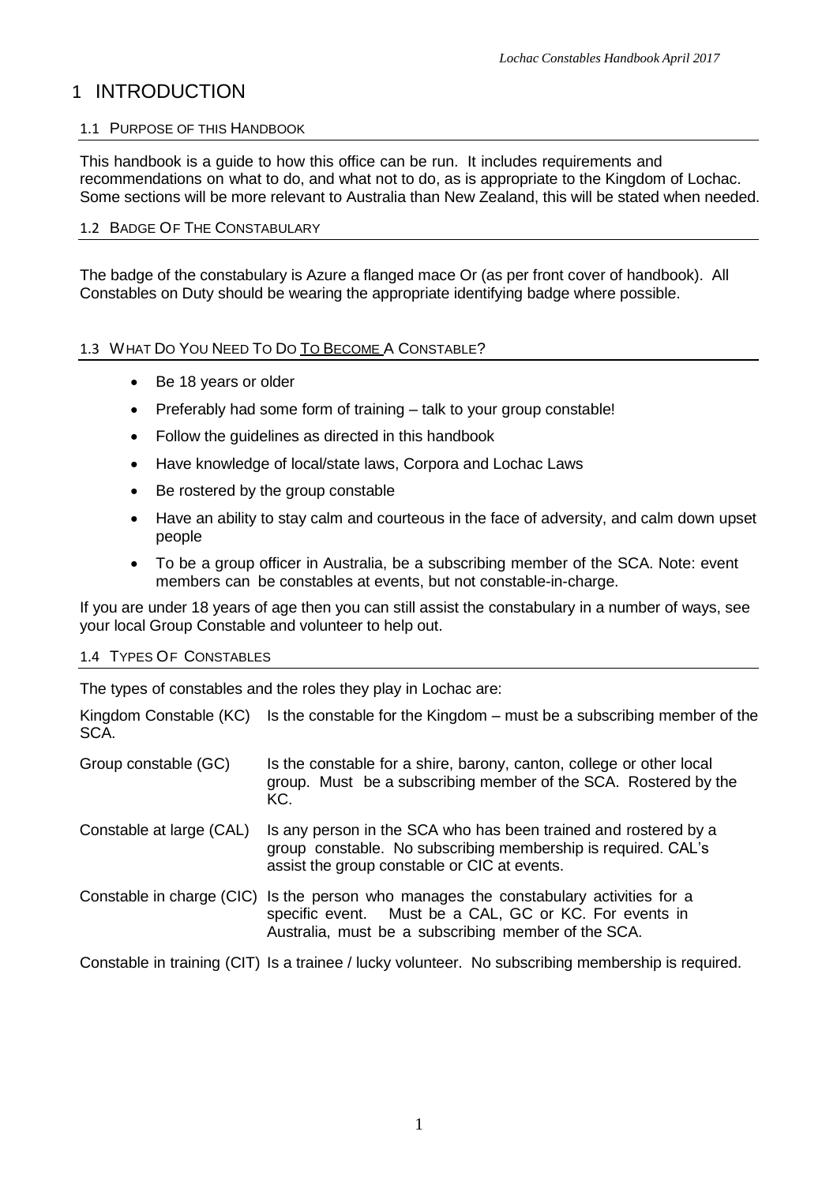# 1 INTRODUCTION

## 1.1 PURPOSE OF THIS HANDBOOK

This handbook is a guide to how this office can be run. It includes requirements and recommendations on what to do, and what not to do, as is appropriate to the Kingdom of Lochac. Some sections will be more relevant to Australia than New Zealand, this will be stated when needed.

## 1.2 BADGE OF THE CONSTABULARY

The badge of the constabulary is Azure a flanged mace Or (as per front cover of handbook). All Constables on Duty should be wearing the appropriate identifying badge where possible.

## 1.3 WHAT DO YOU NEED TO DO TO BECOME A CONSTABLE?

- Be 18 years or older
- Preferably had some form of training – talk to your group constable!
- Follow the guidelines as directed in this handbook
- Have knowledge of local/state laws, Corpora and Lochac Laws
- Be rostered by the group constable
- Have an ability to stay calm and courteous in the face of adversity, and calm down upset people
- To be a group officer in Australia, be a subscribing member of the SCA. Note: event members can be constables at events, but not constable-in-charge.

If you are under 18 years of age then you can still assist the constabulary in a number of ways, see your local Group Constable and volunteer to help out.

## 1.4 TYPES OF CONSTABLES

The types of constables and the roles they play in Lochac are:

| | |
|---|---|
| Kingdom Constable (KC) | Is the constable for the Kingdom – must be a subscribing member of the SCA. |
| Group constable (GC) | Is the constable for a shire, barony, canton, college or other local group. Must be a subscribing member of the SCA. Rostered by the KC. |
| Constable at large (CAL) | Is any person in the SCA who has been trained and rostered by a group constable. No subscribing membership is required. CAL's assist the group constable or CIC at events. |
| Constable in charge (CIC) | Is the person who manages the constabulary activities for a specific event. Must be a CAL, GC or KC. For events in Australia, must be a subscribing member of the SCA. |
| Constable in training (CIT) | Is a trainee / lucky volunteer. No subscribing membership is required. |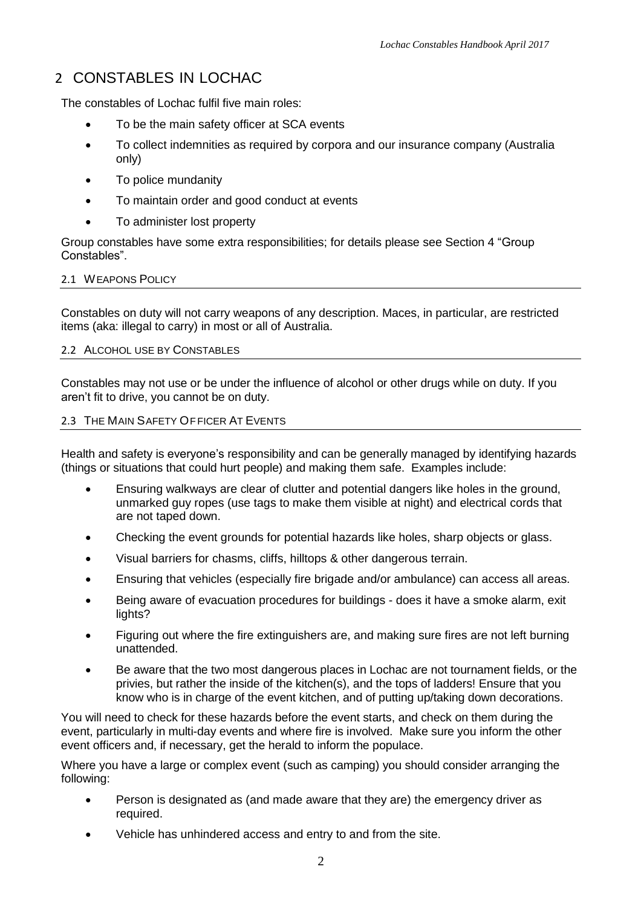## 2 CONSTABLES IN LOCHAC

The constables of Lochac fulfil five main roles:

- To be the main safety officer at SCA events
- To collect indemnities as required by corpora and our insurance company (Australia only)
- To police mundanity
- To maintain order and good conduct at events
- To administer lost property

Group constables have some extra responsibilities; for details please see Section 4 "Group Constables".

### 2.1 WEAPONS POLICY

Constables on duty will not carry weapons of any description. Maces, in particular, are restricted items (aka: illegal to carry) in most or all of Australia.

### 2.2 ALCOHOL USE BY CONSTABLES

Constables may not use or be under the influence of alcohol or other drugs while on duty. If you aren't fit to drive, you cannot be on duty.

### 2.3 THE MAIN SAFETY OFFICER AT EVENTS

Health and safety is everyone's responsibility and can be generally managed by identifying hazards (things or situations that could hurt people) and making them safe. Examples include:

- Ensuring walkways are clear of clutter and potential dangers like holes in the ground, unmarked guy ropes (use tags to make them visible at night) and electrical cords that are not taped down.
- Checking the event grounds for potential hazards like holes, sharp objects or glass.
- Visual barriers for chasms, cliffs, hilltops & other dangerous terrain.
- Ensuring that vehicles (especially fire brigade and/or ambulance) can access all areas.
- Being aware of evacuation procedures for buildings - does it have a smoke alarm, exit lights?
- Figuring out where the fire extinguishers are, and making sure fires are not left burning unattended.
- Be aware that the two most dangerous places in Lochac are not tournament fields, or the privies, but rather the inside of the kitchen(s), and the tops of ladders! Ensure that you know who is in charge of the event kitchen, and of putting up/taking down decorations.

You will need to check for these hazards before the event starts, and check on them during the event, particularly in multi-day events and where fire is involved. Make sure you inform the other event officers and, if necessary, get the herald to inform the populace.

Where you have a large or complex event (such as camping) you should consider arranging the following:

- Person is designated as (and made aware that they are) the emergency driver as required.
- Vehicle has unhindered access and entry to and from the site.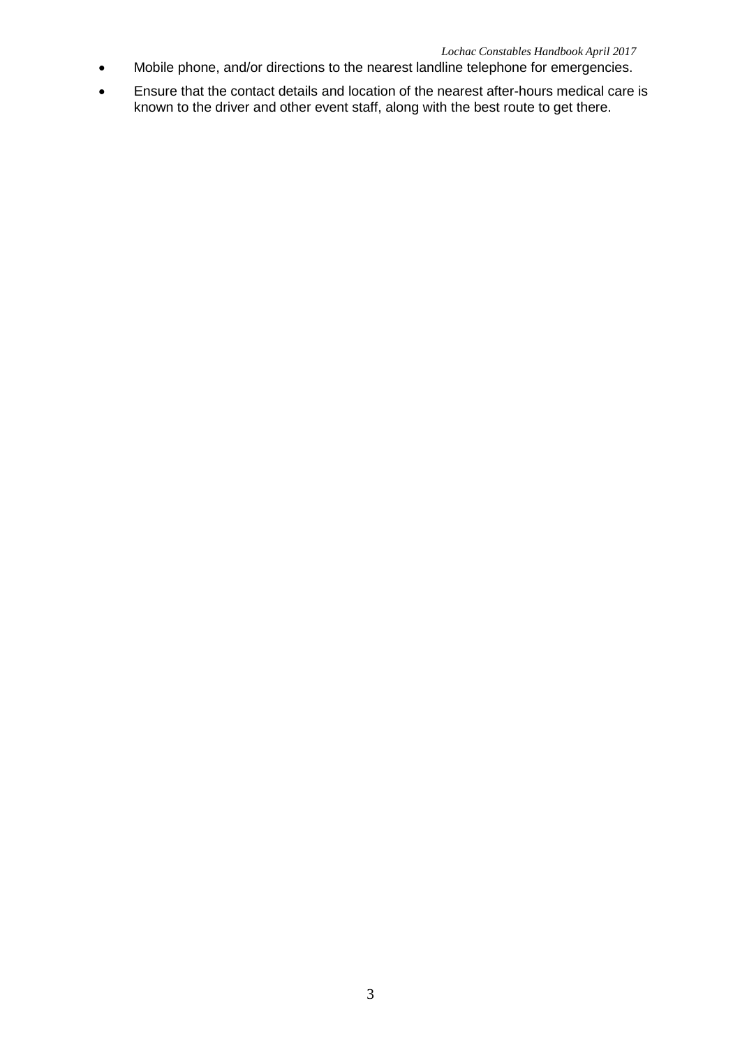- Mobile phone, and/or directions to the nearest landline telephone for emergencies.
- Ensure that the contact details and location of the nearest after-hours medical care is known to the driver and other event staff, along with the best route to get there.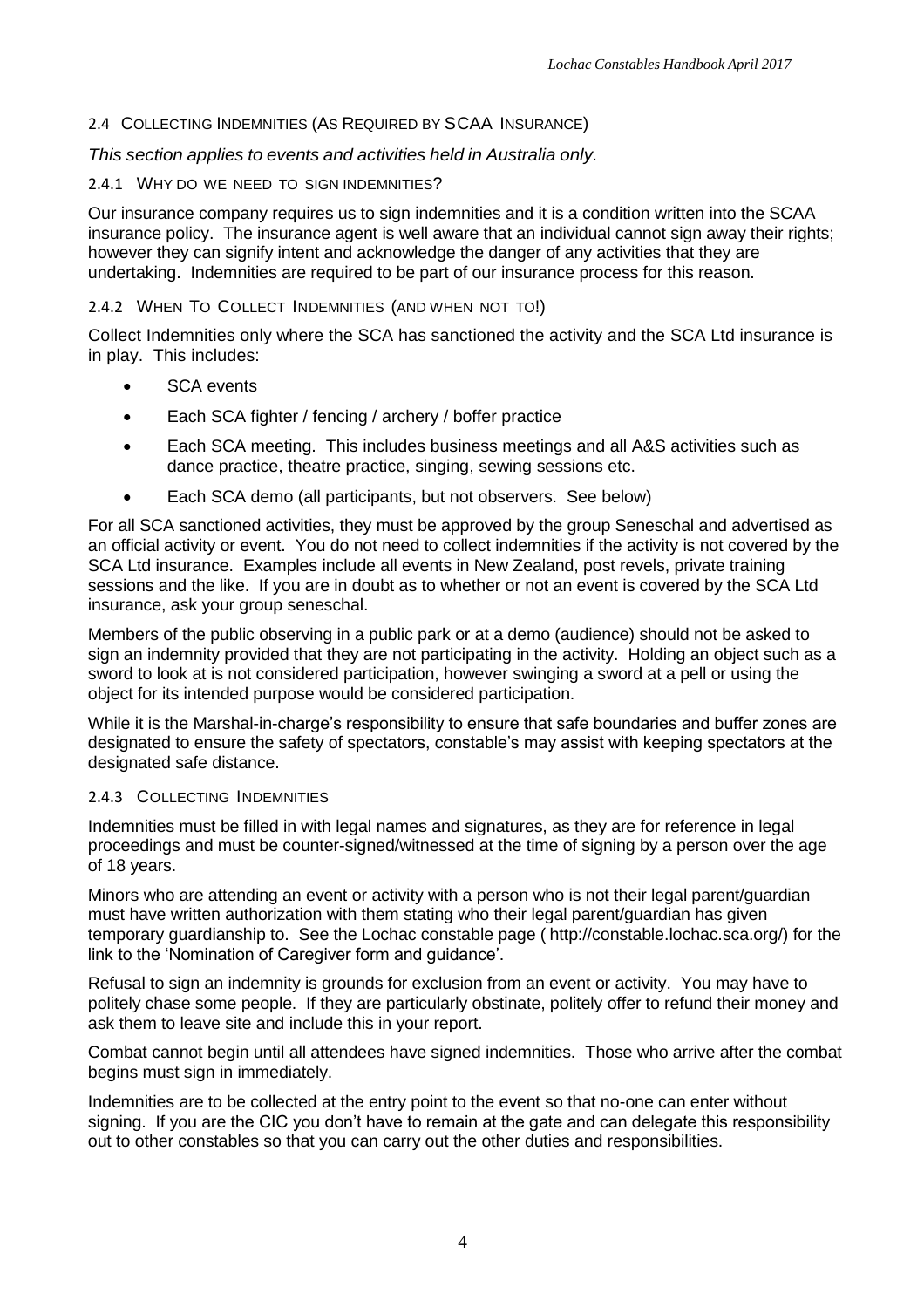## 2.4 Collecting Indemnities (As Required by SCAA Insurance)

*This section applies to events and activities held in Australia only.*

### 2.4.1 Why do we need to sign indemnities?

Our insurance company requires us to sign indemnities and it is a condition written into the SCAA insurance policy. The insurance agent is well aware that an individual cannot sign away their rights; however they can signify intent and acknowledge the danger of any activities that they are undertaking. Indemnities are required to be part of our insurance process for this reason.

### 2.4.2 When To Collect Indemnities (and when not to!)

Collect Indemnities only where the SCA has sanctioned the activity and the SCA Ltd insurance is in play. This includes:

- SCA events
- Each SCA fighter / fencing / archery / boffer practice
- Each SCA meeting. This includes business meetings and all A&S activities such as dance practice, theatre practice, singing, sewing sessions etc.
- Each SCA demo (all participants, but not observers. See below)

For all SCA sanctioned activities, they must be approved by the group Seneschal and advertised as an official activity or event. You do not need to collect indemnities if the activity is not covered by the SCA Ltd insurance. Examples include all events in New Zealand, post revels, private training sessions and the like. If you are in doubt as to whether or not an event is covered by the SCA Ltd insurance, ask your group seneschal.

Members of the public observing in a public park or at a demo (audience) should not be asked to sign an indemnity provided that they are not participating in the activity. Holding an object such as a sword to look at is not considered participation, however swinging a sword at a pell or using the object for its intended purpose would be considered participation.

While it is the Marshal-in-charge's responsibility to ensure that safe boundaries and buffer zones are designated to ensure the safety of spectators, constable's may assist with keeping spectators at the designated safe distance.

### 2.4.3 Collecting Indemnities

Indemnities must be filled in with legal names and signatures, as they are for reference in legal proceedings and must be counter-signed/witnessed at the time of signing by a person over the age of 18 years.

Minors who are attending an event or activity with a person who is not their legal parent/guardian must have written authorization with them stating who their legal parent/guardian has given temporary guardianship to. See the Lochac constable page ( http://constable.lochac.sca.org/) for the link to the 'Nomination of Caregiver form and guidance'.

Refusal to sign an indemnity is grounds for exclusion from an event or activity. You may have to politely chase some people. If they are particularly obstinate, politely offer to refund their money and ask them to leave site and include this in your report.

Combat cannot begin until all attendees have signed indemnities. Those who arrive after the combat begins must sign in immediately.

Indemnities are to be collected at the entry point to the event so that no-one can enter without signing. If you are the CIC you don't have to remain at the gate and can delegate this responsibility out to other constables so that you can carry out the other duties and responsibilities.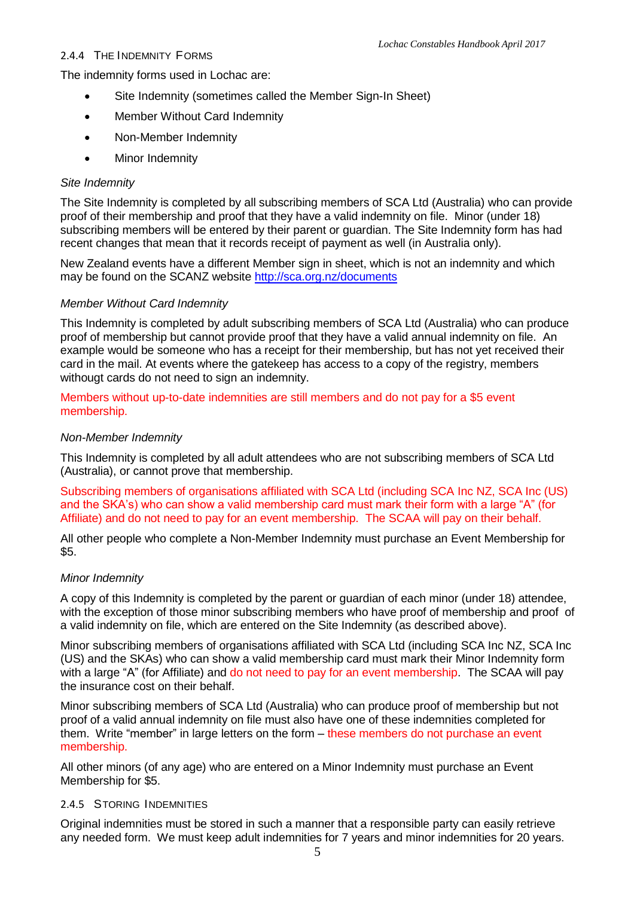#### 2.4.4 The Indemnity Forms

The indemnity forms used in Lochac are:

- Site Indemnity (sometimes called the Member Sign-In Sheet)
- Member Without Card Indemnity
- Non-Member Indemnity
- Minor Indemnity

*Site Indemnity*

The Site Indemnity is completed by all subscribing members of SCA Ltd (Australia) who can provide proof of their membership and proof that they have a valid indemnity on file. Minor (under 18) subscribing members will be entered by their parent or guardian. The Site Indemnity form has had recent changes that mean that it records receipt of payment as well (in Australia only).

New Zealand events have a different Member sign in sheet, which is not an indemnity and which may be found on the SCANZ website http://sca.org.nz/documents

*Member Without Card Indemnity*

This Indemnity is completed by adult subscribing members of SCA Ltd (Australia) who can produce proof of membership but cannot provide proof that they have a valid annual indemnity on file. An example would be someone who has a receipt for their membership, but has not yet received their card in the mail. At events where the gatekeep has access to a copy of the registry, members withougt cards do not need to sign an indemnity.

Members without up-to-date indemnities are still members and do not pay for a $5 event membership.

*Non-Member Indemnity*

This Indemnity is completed by all adult attendees who are not subscribing members of SCA Ltd (Australia), or cannot prove that membership.

Subscribing members of organisations affiliated with SCA Ltd (including SCA Inc NZ, SCA Inc (US) and the SKA's) who can show a valid membership card must mark their form with a large "A" (for Affiliate) and do not need to pay for an event membership. The SCAA will pay on their behalf.

All other people who complete a Non-Member Indemnity must purchase an Event Membership for $5.

*Minor Indemnity*

A copy of this Indemnity is completed by the parent or guardian of each minor (under 18) attendee, with the exception of those minor subscribing members who have proof of membership and proof of a valid indemnity on file, which are entered on the Site Indemnity (as described above).

Minor subscribing members of organisations affiliated with SCA Ltd (including SCA Inc NZ, SCA Inc (US) and the SKAs) who can show a valid membership card must mark their Minor Indemnity form with a large "A" (for Affiliate) and do not need to pay for an event membership. The SCAA will pay the insurance cost on their behalf.

Minor subscribing members of SCA Ltd (Australia) who can produce proof of membership but not proof of a valid annual indemnity on file must also have one of these indemnities completed for them. Write "member" in large letters on the form – these members do not purchase an event membership.

All other minors (of any age) who are entered on a Minor Indemnity must purchase an Event Membership for $5.

#### 2.4.5 Storing Indemnities

Original indemnities must be stored in such a manner that a responsible party can easily retrieve any needed form. We must keep adult indemnities for 7 years and minor indemnities for 20 years.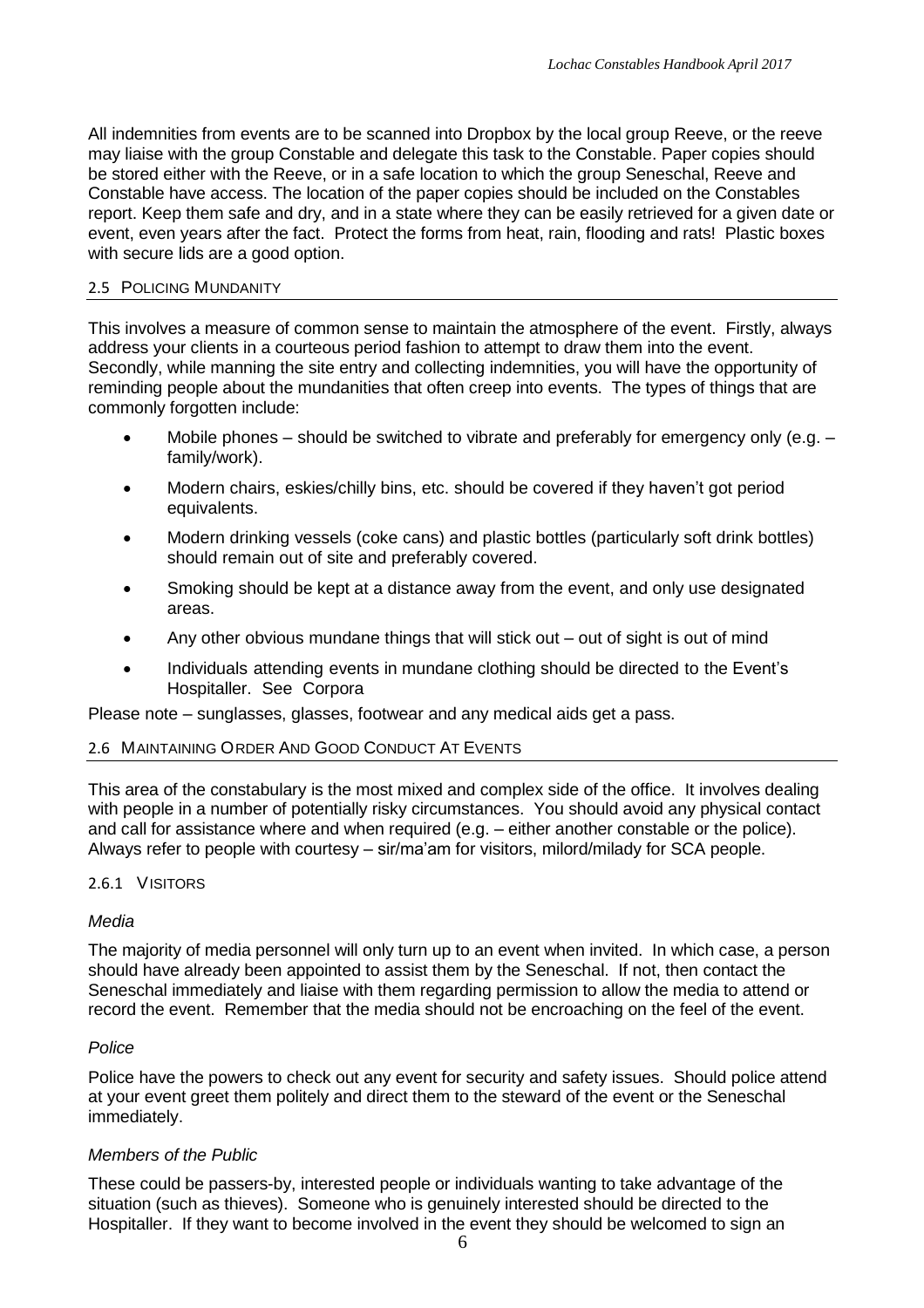All indemnities from events are to be scanned into Dropbox by the local group Reeve, or the reeve may liaise with the group Constable and delegate this task to the Constable. Paper copies should be stored either with the Reeve, or in a safe location to which the group Seneschal, Reeve and Constable have access. The location of the paper copies should be included on the Constables report. Keep them safe and dry, and in a state where they can be easily retrieved for a given date or event, even years after the fact. Protect the forms from heat, rain, flooding and rats! Plastic boxes with secure lids are a good option.

## 2.5 Policing Mundanity

This involves a measure of common sense to maintain the atmosphere of the event. Firstly, always address your clients in a courteous period fashion to attempt to draw them into the event. Secondly, while manning the site entry and collecting indemnities, you will have the opportunity of reminding people about the mundanities that often creep into events. The types of things that are commonly forgotten include:

- Mobile phones – should be switched to vibrate and preferably for emergency only (e.g. – family/work).
- Modern chairs, eskies/chilly bins, etc. should be covered if they haven't got period equivalents.
- Modern drinking vessels (coke cans) and plastic bottles (particularly soft drink bottles) should remain out of site and preferably covered.
- Smoking should be kept at a distance away from the event, and only use designated areas.
- Any other obvious mundane things that will stick out – out of sight is out of mind
- Individuals attending events in mundane clothing should be directed to the Event's Hospitaller. See Corpora

Please note – sunglasses, glasses, footwear and any medical aids get a pass.

## 2.6 Maintaining Order And Good Conduct At Events

This area of the constabulary is the most mixed and complex side of the office. It involves dealing with people in a number of potentially risky circumstances. You should avoid any physical contact and call for assistance where and when required (e.g. – either another constable or the police). Always refer to people with courtesy – sir/ma'am for visitors, milord/milady for SCA people.

### 2.6.1 Visitors

*Media*

The majority of media personnel will only turn up to an event when invited. In which case, a person should have already been appointed to assist them by the Seneschal. If not, then contact the Seneschal immediately and liaise with them regarding permission to allow the media to attend or record the event. Remember that the media should not be encroaching on the feel of the event.

*Police*

Police have the powers to check out any event for security and safety issues. Should police attend at your event greet them politely and direct them to the steward of the event or the Seneschal immediately.

*Members of the Public*

These could be passers-by, interested people or individuals wanting to take advantage of the situation (such as thieves). Someone who is genuinely interested should be directed to the Hospitaller. If they want to become involved in the event they should be welcomed to sign an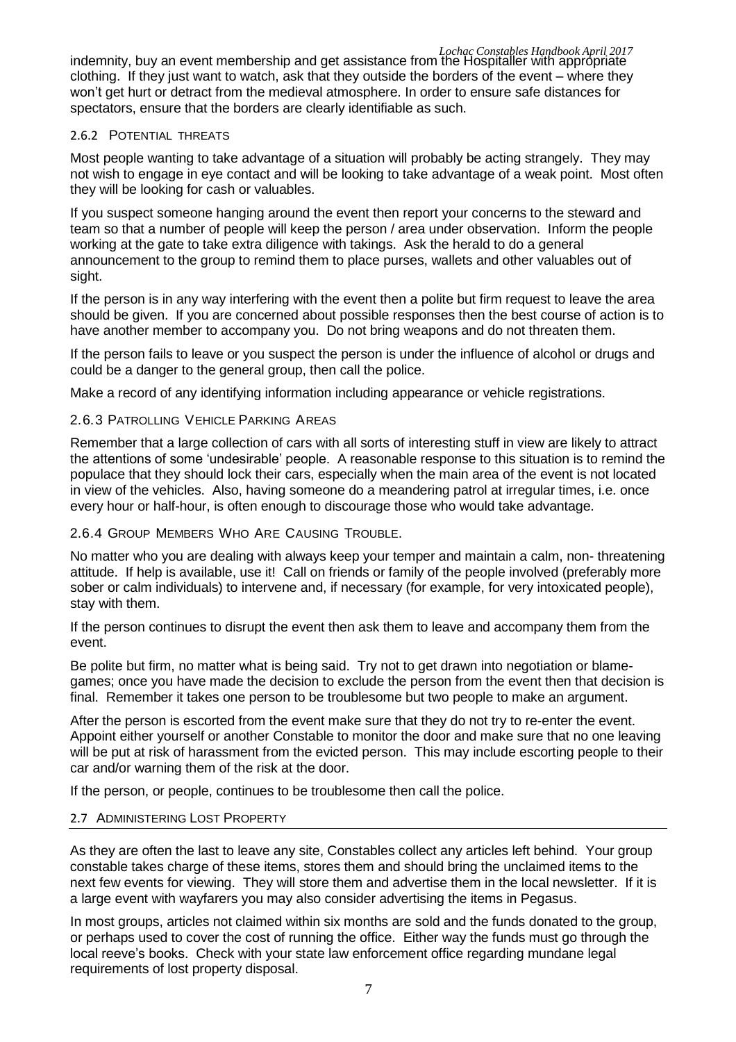indemnity, buy an event membership and get assistance from the Hospitaller with appropriate clothing. If they just want to watch, ask that they outside the borders of the event – where they won't get hurt or detract from the medieval atmosphere. In order to ensure safe distances for spectators, ensure that the borders are clearly identifiable as such.

### 2.6.2 Potential threats

Most people wanting to take advantage of a situation will probably be acting strangely. They may not wish to engage in eye contact and will be looking to take advantage of a weak point. Most often they will be looking for cash or valuables.

If you suspect someone hanging around the event then report your concerns to the steward and team so that a number of people will keep the person / area under observation. Inform the people working at the gate to take extra diligence with takings. Ask the herald to do a general announcement to the group to remind them to place purses, wallets and other valuables out of sight.

If the person is in any way interfering with the event then a polite but firm request to leave the area should be given. If you are concerned about possible responses then the best course of action is to have another member to accompany you. Do not bring weapons and do not threaten them.

If the person fails to leave or you suspect the person is under the influence of alcohol or drugs and could be a danger to the general group, then call the police.

Make a record of any identifying information including appearance or vehicle registrations.

### 2.6.3 Patrolling Vehicle Parking Areas

Remember that a large collection of cars with all sorts of interesting stuff in view are likely to attract the attentions of some 'undesirable' people. A reasonable response to this situation is to remind the populace that they should lock their cars, especially when the main area of the event is not located in view of the vehicles. Also, having someone do a meandering patrol at irregular times, i.e. once every hour or half-hour, is often enough to discourage those who would take advantage.

### 2.6.4 Group Members Who Are Causing Trouble.

No matter who you are dealing with always keep your temper and maintain a calm, non- threatening attitude. If help is available, use it! Call on friends or family of the people involved (preferably more sober or calm individuals) to intervene and, if necessary (for example, for very intoxicated people), stay with them.

If the person continues to disrupt the event then ask them to leave and accompany them from the event.

Be polite but firm, no matter what is being said. Try not to get drawn into negotiation or blame-games; once you have made the decision to exclude the person from the event then that decision is final. Remember it takes one person to be troublesome but two people to make an argument.

After the person is escorted from the event make sure that they do not try to re-enter the event. Appoint either yourself or another Constable to monitor the door and make sure that no one leaving will be put at risk of harassment from the evicted person. This may include escorting people to their car and/or warning them of the risk at the door.

If the person, or people, continues to be troublesome then call the police.

## 2.7 Administering Lost Property

As they are often the last to leave any site, Constables collect any articles left behind. Your group constable takes charge of these items, stores them and should bring the unclaimed items to the next few events for viewing. They will store them and advertise them in the local newsletter. If it is a large event with wayfarers you may also consider advertising the items in Pegasus.

In most groups, articles not claimed within six months are sold and the funds donated to the group, or perhaps used to cover the cost of running the office. Either way the funds must go through the local reeve's books. Check with your state law enforcement office regarding mundane legal requirements of lost property disposal.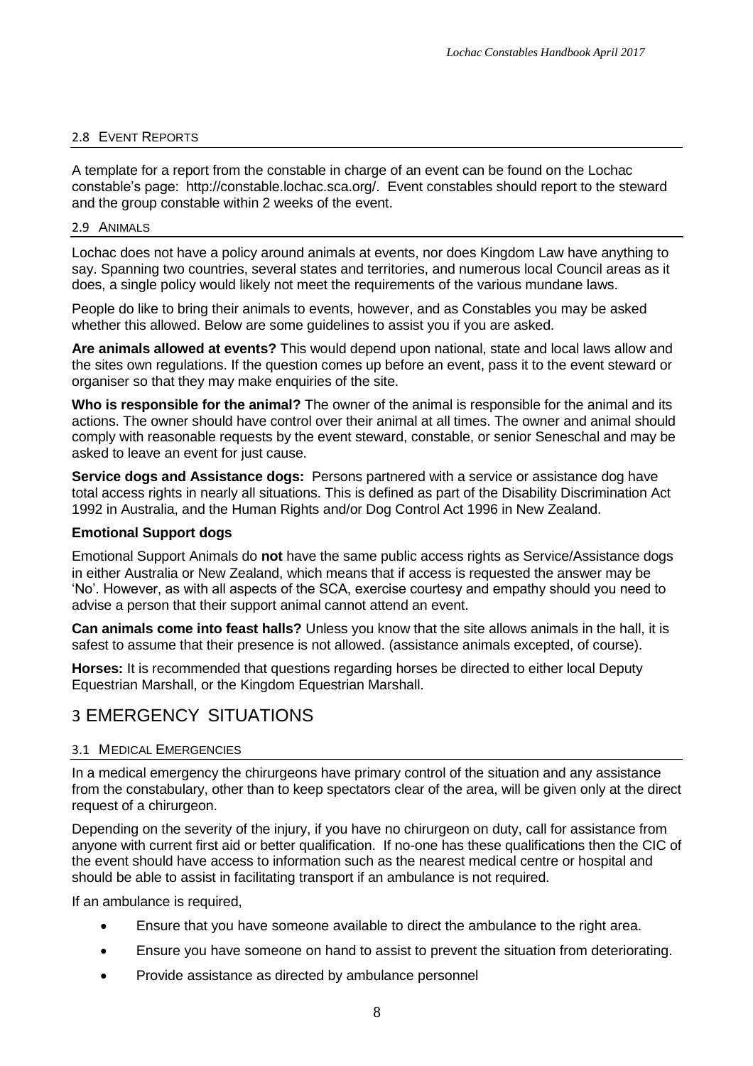### 2.8 Event Reports

A template for a report from the constable in charge of an event can be found on the Lochac constable's page: http://constable.lochac.sca.org/. Event constables should report to the steward and the group constable within 2 weeks of the event.

### 2.9 Animals

Lochac does not have a policy around animals at events, nor does Kingdom Law have anything to say. Spanning two countries, several states and territories, and numerous local Council areas as it does, a single policy would likely not meet the requirements of the various mundane laws.

People do like to bring their animals to events, however, and as Constables you may be asked whether this allowed. Below are some guidelines to assist you if you are asked.

**Are animals allowed at events?** This would depend upon national, state and local laws allow and the sites own regulations. If the question comes up before an event, pass it to the event steward or organiser so that they may make enquiries of the site.

**Who is responsible for the animal?** The owner of the animal is responsible for the animal and its actions. The owner should have control over their animal at all times. The owner and animal should comply with reasonable requests by the event steward, constable, or senior Seneschal and may be asked to leave an event for just cause.

**Service dogs and Assistance dogs:** Persons partnered with a service or assistance dog have total access rights in nearly all situations. This is defined as part of the Disability Discrimination Act 1992 in Australia, and the Human Rights and/or Dog Control Act 1996 in New Zealand.

**Emotional Support dogs**

Emotional Support Animals do **not** have the same public access rights as Service/Assistance dogs in either Australia or New Zealand, which means that if access is requested the answer may be 'No'. However, as with all aspects of the SCA, exercise courtesy and empathy should you need to advise a person that their support animal cannot attend an event.

**Can animals come into feast halls?** Unless you know that the site allows animals in the hall, it is safest to assume that their presence is not allowed. (assistance animals excepted, of course).

**Horses:** It is recommended that questions regarding horses be directed to either local Deputy Equestrian Marshall, or the Kingdom Equestrian Marshall.

## 3 EMERGENCY SITUATIONS

### 3.1 Medical Emergencies

In a medical emergency the chirurgeons have primary control of the situation and any assistance from the constabulary, other than to keep spectators clear of the area, will be given only at the direct request of a chirurgeon.

Depending on the severity of the injury, if you have no chirurgeon on duty, call for assistance from anyone with current first aid or better qualification. If no-one has these qualifications then the CIC of the event should have access to information such as the nearest medical centre or hospital and should be able to assist in facilitating transport if an ambulance is not required.

If an ambulance is required,

- Ensure that you have someone available to direct the ambulance to the right area.
- Ensure you have someone on hand to assist to prevent the situation from deteriorating.
- Provide assistance as directed by ambulance personnel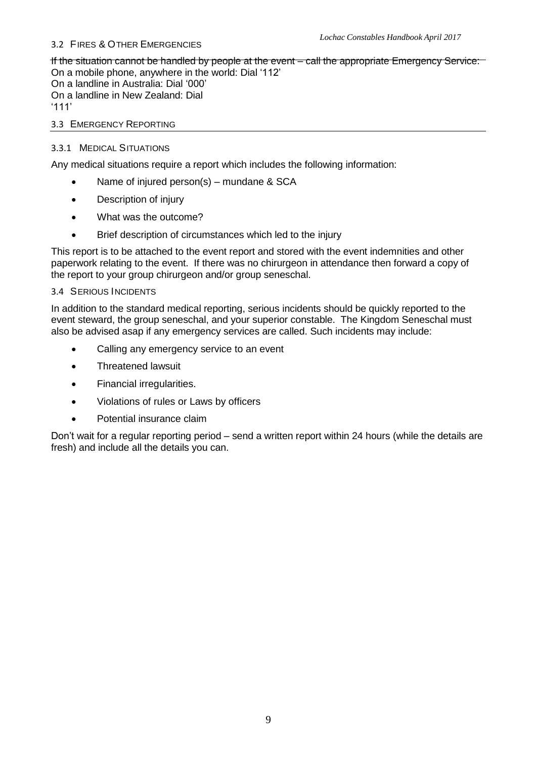## 3.2 Fires & Other Emergencies

~~If the situation cannot be handled by people at the event – call the appropriate Emergency Service:~~
On a mobile phone, anywhere in the world: Dial '112'
On a landline in Australia: Dial '000'
On a landline in New Zealand: Dial '111'

## 3.3 Emergency Reporting

### 3.3.1 Medical Situations

Any medical situations require a report which includes the following information:

- Name of injured person(s) – mundane & SCA
- Description of injury
- What was the outcome?
- Brief description of circumstances which led to the injury

This report is to be attached to the event report and stored with the event indemnities and other paperwork relating to the event. If there was no chirurgeon in attendance then forward a copy of the report to your group chirurgeon and/or group seneschal.

## 3.4 Serious Incidents

In addition to the standard medical reporting, serious incidents should be quickly reported to the event steward, the group seneschal, and your superior constable. The Kingdom Seneschal must also be advised asap if any emergency services are called. Such incidents may include:

- Calling any emergency service to an event
- Threatened lawsuit
- Financial irregularities.
- Violations of rules or Laws by officers
- Potential insurance claim

Don't wait for a regular reporting period – send a written report within 24 hours (while the details are fresh) and include all the details you can.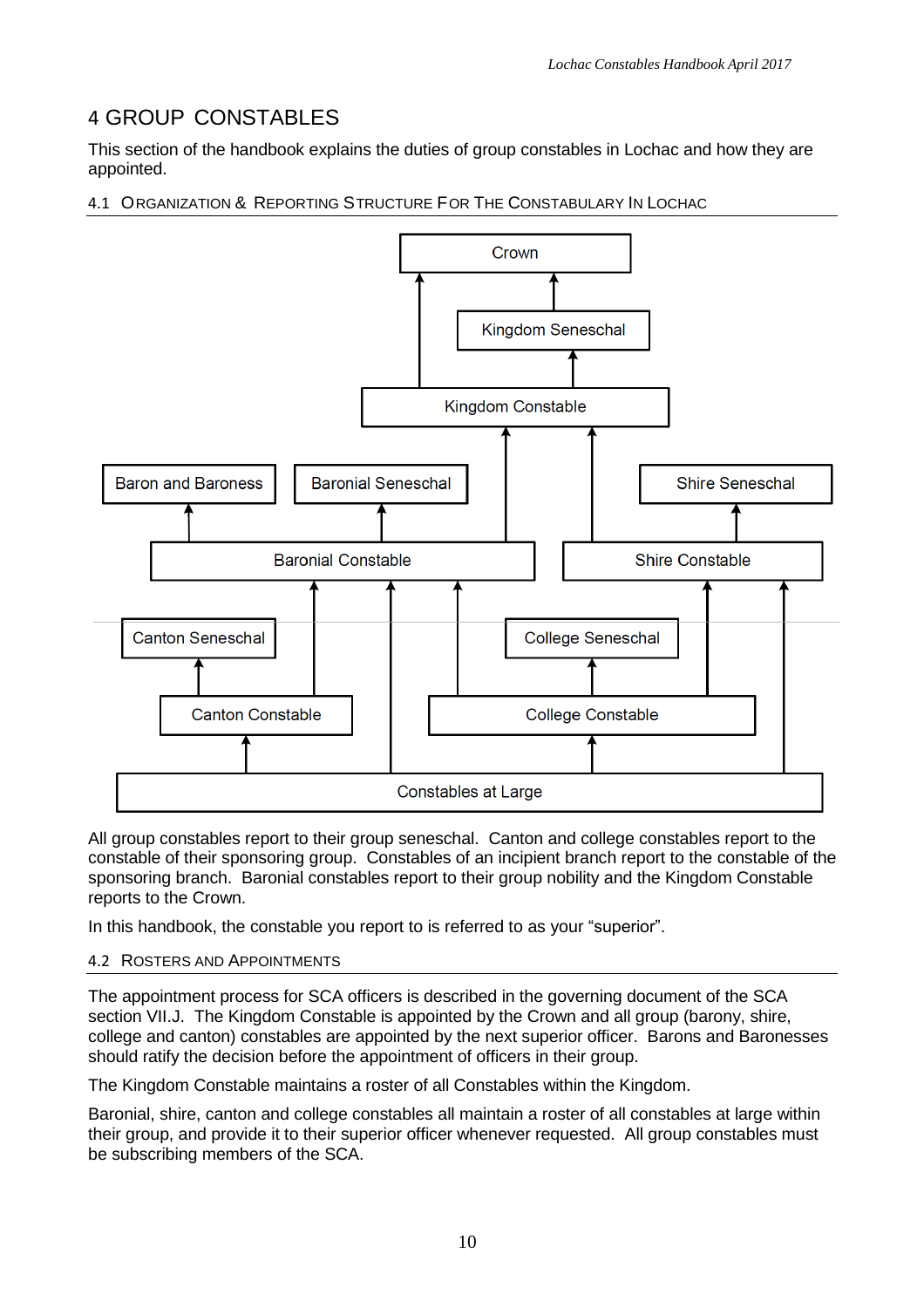# 4 GROUP CONSTABLES

This section of the handbook explains the duties of group constables in Lochac and how they are appointed.

## 4.1 ORGANIZATION & REPORTING STRUCTURE FOR THE CONSTABULARY IN LOCHAC

All group constables report to their group seneschal. Canton and college constables report to the constable of their sponsoring group. Constables of an incipient branch report to the constable of the sponsoring branch. Baronial constables report to their group nobility and the Kingdom Constable reports to the Crown.

In this handbook, the constable you report to is referred to as your "superior".

## 4.2 ROSTERS AND APPOINTMENTS

The appointment process for SCA officers is described in the governing document of the SCA section VII.J. The Kingdom Constable is appointed by the Crown and all group (barony, shire, college and canton) constables are appointed by the next superior officer. Barons and Baronesses should ratify the decision before the appointment of officers in their group.

The Kingdom Constable maintains a roster of all Constables within the Kingdom.

Baronial, shire, canton and college constables all maintain a roster of all constables at large within their group, and provide it to their superior officer whenever requested. All group constables must be subscribing members of the SCA.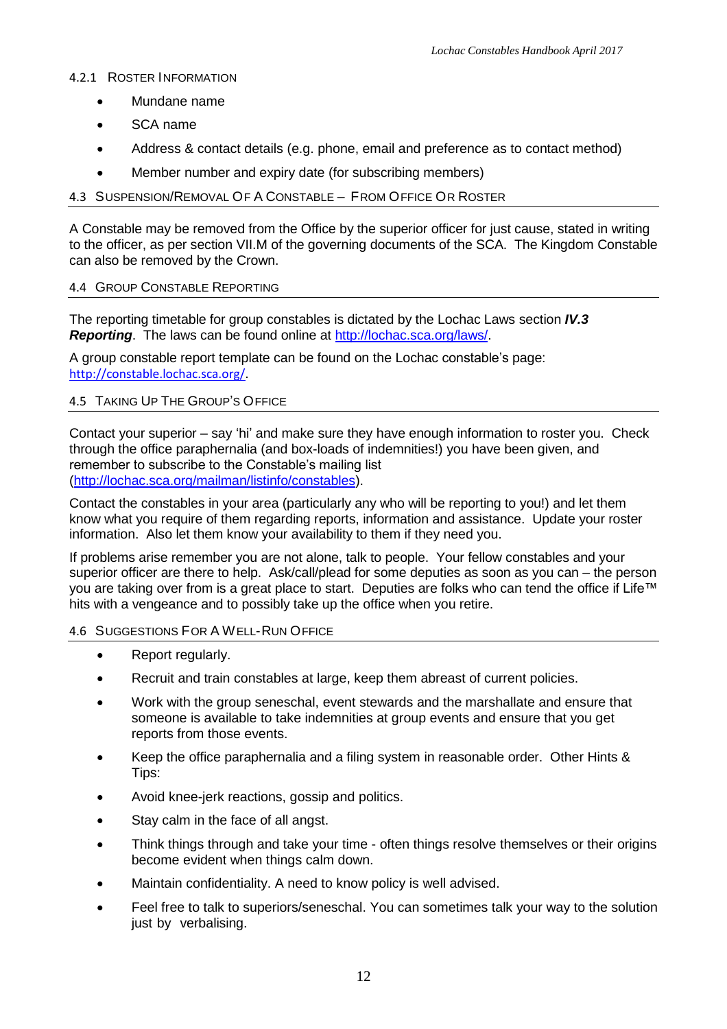#### 4.2.1 Roster Information

- Mundane name
- SCA name
- Address & contact details (e.g. phone, email and preference as to contact method)
- Member number and expiry date (for subscribing members)

### 4.3 Suspension/Removal Of A Constable – From Office Or Roster

A Constable may be removed from the Office by the superior officer for just cause, stated in writing to the officer, as per section VII.M of the governing documents of the SCA. The Kingdom Constable can also be removed by the Crown.

### 4.4 Group Constable Reporting

The reporting timetable for group constables is dictated by the Lochac Laws section ***IV.3 Reporting***. The laws can be found online at http://lochac.sca.org/laws/.

A group constable report template can be found on the Lochac constable's page: http://constable.lochac.sca.org/.

### 4.5 Taking Up The Group's Office

Contact your superior – say 'hi' and make sure they have enough information to roster you. Check through the office paraphernalia (and box-loads of indemnities!) you have been given, and remember to subscribe to the Constable's mailing list (http://lochac.sca.org/mailman/listinfo/constables).

Contact the constables in your area (particularly any who will be reporting to you!) and let them know what you require of them regarding reports, information and assistance. Update your roster information. Also let them know your availability to them if they need you.

If problems arise remember you are not alone, talk to people. Your fellow constables and your superior officer are there to help. Ask/call/plead for some deputies as soon as you can – the person you are taking over from is a great place to start. Deputies are folks who can tend the office if Life™ hits with a vengeance and to possibly take up the office when you retire.

### 4.6 Suggestions For A Well-Run Office

- Report regularly.
- Recruit and train constables at large, keep them abreast of current policies.
- Work with the group seneschal, event stewards and the marshallate and ensure that someone is available to take indemnities at group events and ensure that you get reports from those events.
- Keep the office paraphernalia and a filing system in reasonable order. Other Hints & Tips:
- Avoid knee-jerk reactions, gossip and politics.
- Stay calm in the face of all angst.
- Think things through and take your time - often things resolve themselves or their origins become evident when things calm down.
- Maintain confidentiality. A need to know policy is well advised.
- Feel free to talk to superiors/seneschal. You can sometimes talk your way to the solution just by verbalising.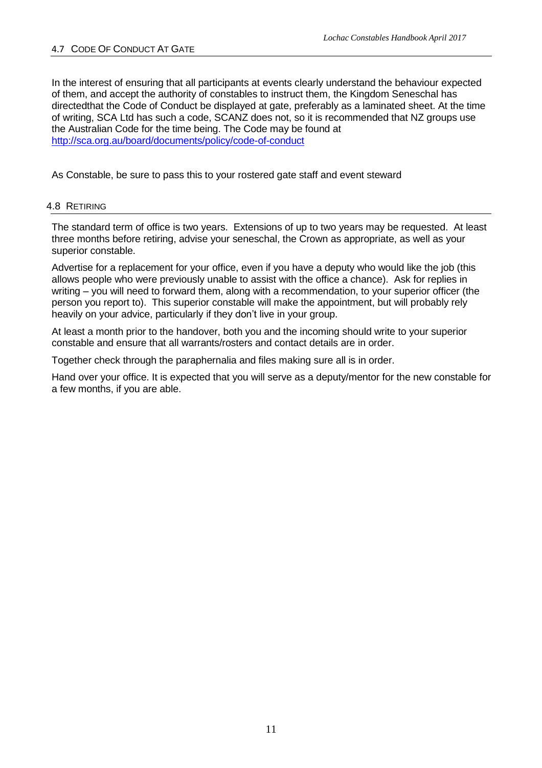## 4.7 Code Of Conduct At Gate

In the interest of ensuring that all participants at events clearly understand the behaviour expected of them, and accept the authority of constables to instruct them, the Kingdom Seneschal has directedthat the Code of Conduct be displayed at gate, preferably as a laminated sheet. At the time of writing, SCA Ltd has such a code, SCANZ does not, so it is recommended that NZ groups use the Australian Code for the time being. The Code may be found at http://sca.org.au/board/documents/policy/code-of-conduct

As Constable, be sure to pass this to your rostered gate staff and event steward

## 4.8 Retiring

The standard term of office is two years. Extensions of up to two years may be requested. At least three months before retiring, advise your seneschal, the Crown as appropriate, as well as your superior constable.

Advertise for a replacement for your office, even if you have a deputy who would like the job (this allows people who were previously unable to assist with the office a chance). Ask for replies in writing – you will need to forward them, along with a recommendation, to your superior officer (the person you report to). This superior constable will make the appointment, but will probably rely heavily on your advice, particularly if they don't live in your group.

At least a month prior to the handover, both you and the incoming should write to your superior constable and ensure that all warrants/rosters and contact details are in order.

Together check through the paraphernalia and files making sure all is in order.

Hand over your office. It is expected that you will serve as a deputy/mentor for the new constable for a few months, if you are able.